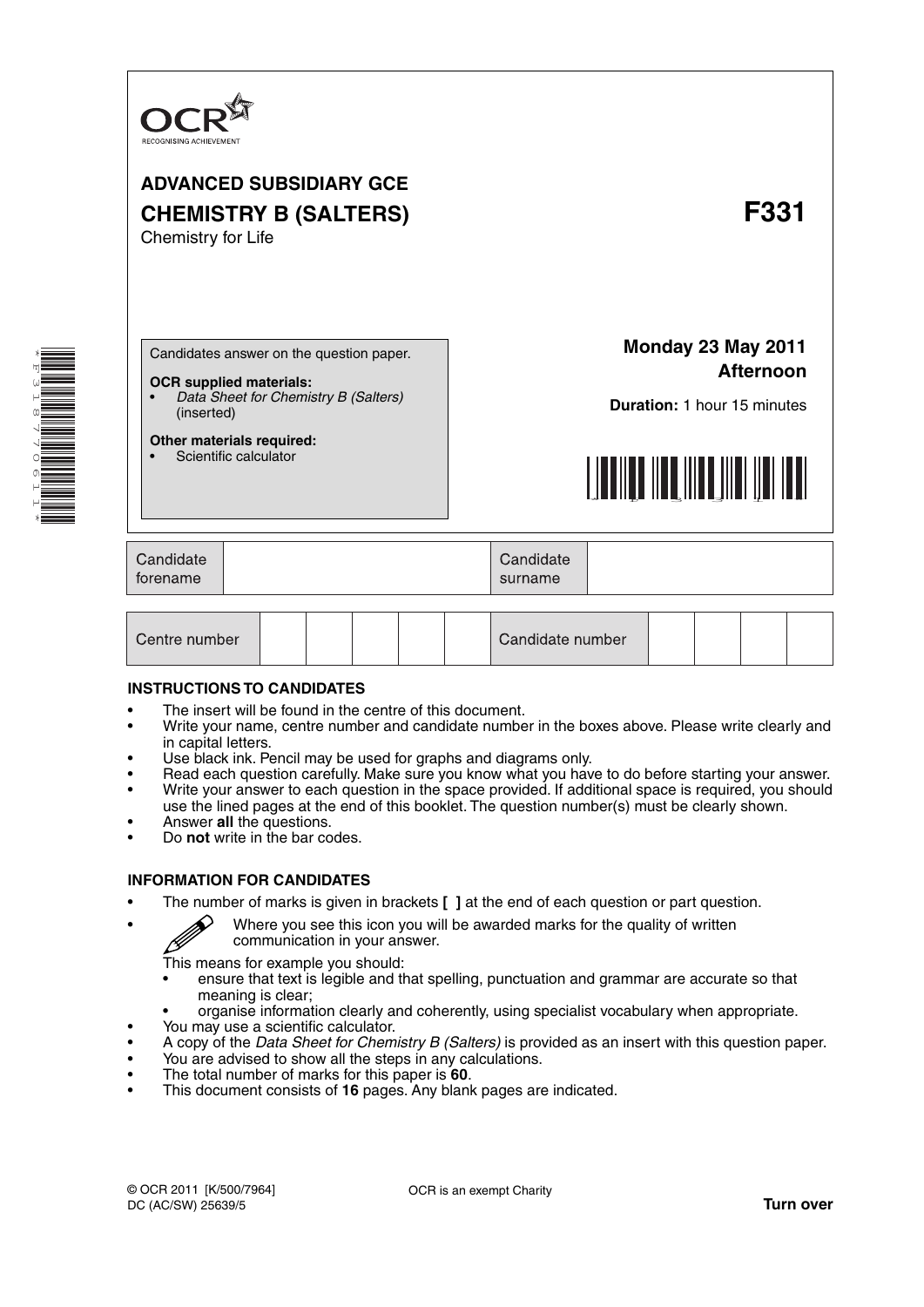OCR
RECOGNISING ACHIEVEMENT

# ADVANCED SUBSIDIARY GCE

## CHEMISTRY B (SALTERS) F331

Chemistry for Life

Candidates answer on the question paper.

**OCR supplied materials:**

- *Data Sheet for Chemistry B (Salters)* (inserted)

**Other materials required:**

- Scientific calculator

**Monday 23 May 2011**
**Afternoon**

**Duration:** 1 hour 15 minutes

| Candidate forename | | Candidate surname | |
|---|---|---|---|

| Centre number | | | | | | Candidate number | | | | |
|---|---|---|---|---|---|---|---|---|---|---|

**INSTRUCTIONS TO CANDIDATES**

- The insert will be found in the centre of this document.
- Write your name, centre number and candidate number in the boxes above. Please write clearly and in capital letters.
- Use black ink. Pencil may be used for graphs and diagrams only.
- Read each question carefully. Make sure you know what you have to do before starting your answer.
- Write your answer to each question in the space provided. If additional space is required, you should use the lined pages at the end of this booklet. The question number(s) must be clearly shown.
- Answer **all** the questions.
- Do **not** write in the bar codes.

**INFORMATION FOR CANDIDATES**

- The number of marks is given in brackets **[ ]** at the end of each question or part question.
- Where you see this icon you will be awarded marks for the quality of written communication in your answer.

  This means for example you should:
  - ensure that text is legible and that spelling, punctuation and grammar are accurate so that meaning is clear;
  - organise information clearly and coherently, using specialist vocabulary when appropriate.
- You may use a scientific calculator.
- A copy of the *Data Sheet for Chemistry B (Salters)* is provided as an insert with this question paper.
- You are advised to show all the steps in any calculations.
- The total number of marks for this paper is **60**.
- This document consists of **16** pages. Any blank pages are indicated.

© OCR 2011 [K/500/7964]
DC (AC/SW) 25639/5

OCR is an exempt Charity

**Turn over**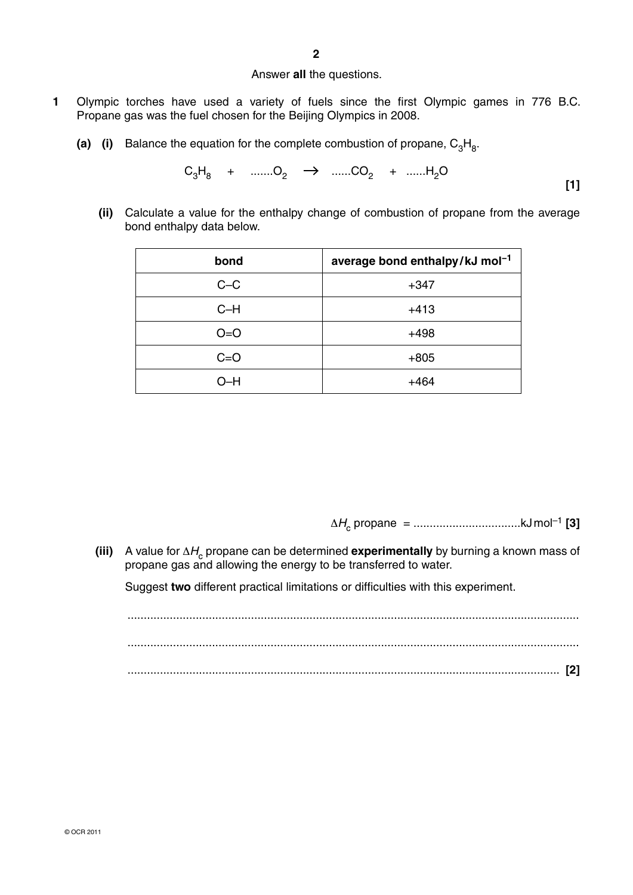Answer **all** the questions.

**1** Olympic torches have used a variety of fuels since the first Olympic games in 776 B.C. Propane gas was the fuel chosen for the Beijing Olympics in 2008.

**(a) (i)** Balance the equation for the complete combustion of propane, $C_3H_8$.

$$C_3H_8 \quad + \quad .......O_2 \quad \rightarrow \quad ......CO_2 \quad + \quad ......H_2O$$

**[1]**

**(ii)** Calculate a value for the enthalpy change of combustion of propane from the average bond enthalpy data below.

| bond | average bond enthalpy / kJ mol$^{-1}$ |
|---|---|
| C–C | +347 |
| C–H | +413 |
| O=O | +498 |
| C=O | +805 |
| O–H | +464 |

$\Delta H_c$ propane = .................................kJ mol$^{-1}$ **[3]**

**(iii)** A value for $\Delta H_c$ propane can be determined **experimentally** by burning a known mass of propane gas and allowing the energy to be transferred to water.

Suggest **two** different practical limitations or difficulties with this experiment.

...........................................................................................................................................

...........................................................................................................................................

........................................................................................................................................... **[2]**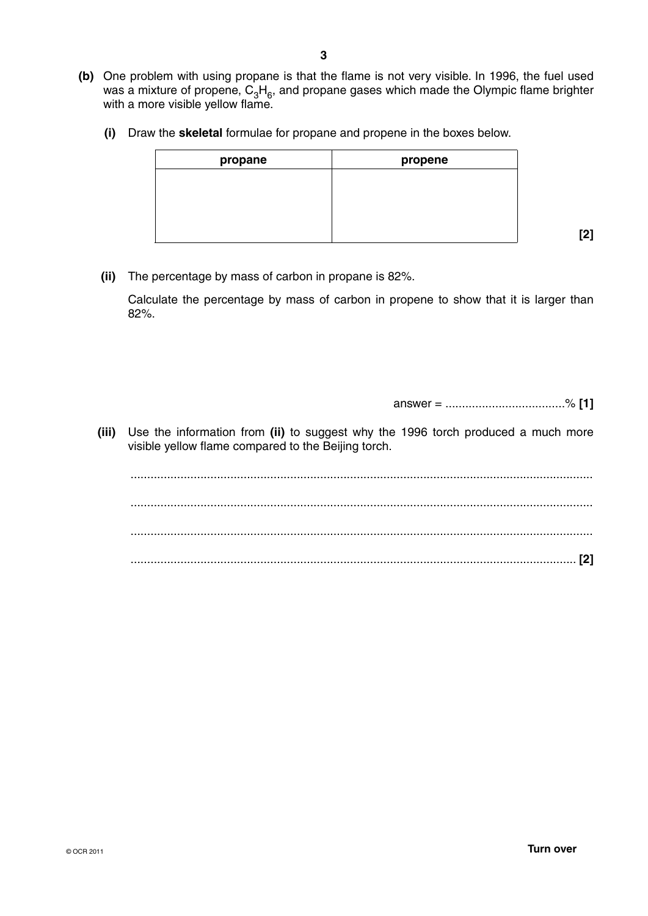**(b)** One problem with using propane is that the flame is not very visible. In 1996, the fuel used was a mixture of propene, $C_3H_6$, and propane gases which made the Olympic flame brighter with a more visible yellow flame.

**(i)** Draw the **skeletal** formulae for propane and propene in the boxes below.

| propane | propene |
|---|---|
| | |

**[2]**

**(ii)** The percentage by mass of carbon in propane is 82%.

Calculate the percentage by mass of carbon in propene to show that it is larger than 82%.

answer = ....................................% **[1]**

**(iii)** Use the information from **(ii)** to suggest why the 1996 torch produced a much more visible yellow flame compared to the Beijing torch.

..........................................................................................................................................

..........................................................................................................................................

..........................................................................................................................................

...................................................................................................................................... **[2]**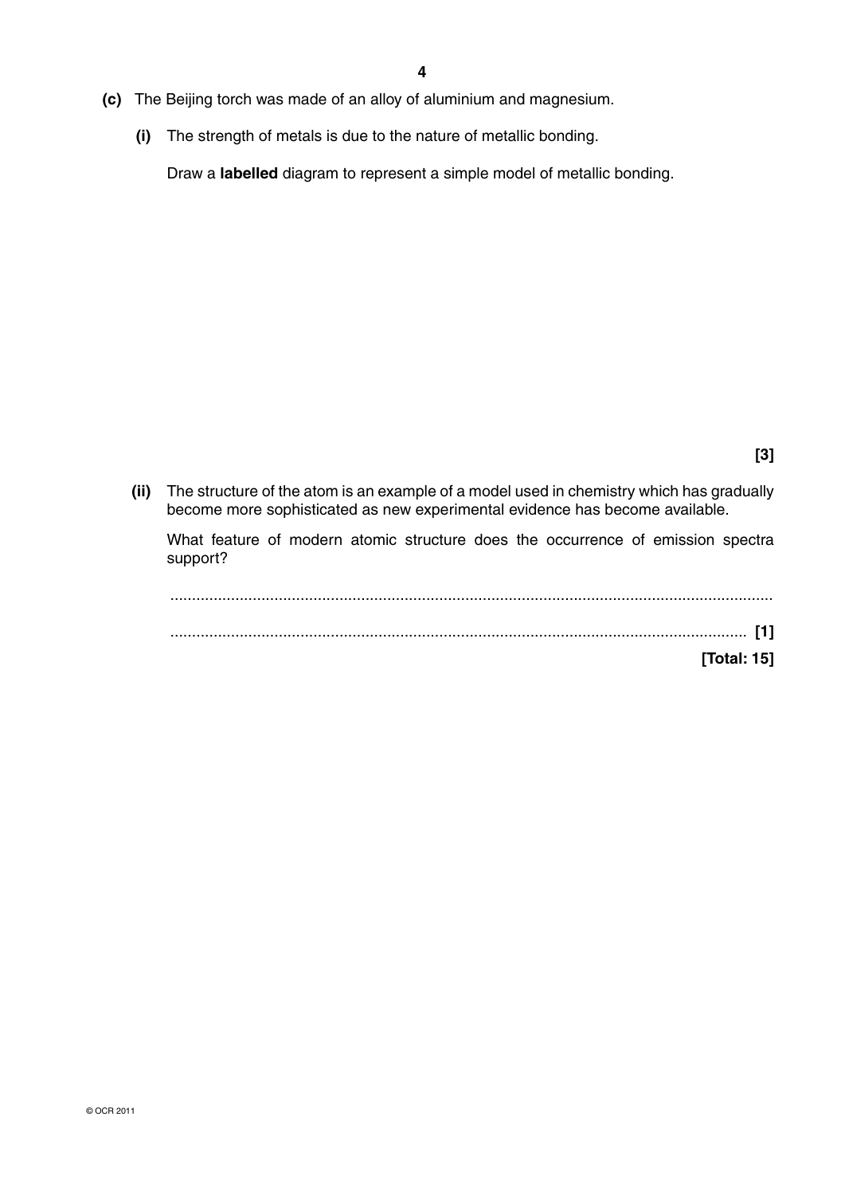**(c)** The Beijing torch was made of an alloy of aluminium and magnesium.

**(i)** The strength of metals is due to the nature of metallic bonding.

Draw a **labelled** diagram to represent a simple model of metallic bonding.

**[3]**

**(ii)** The structure of the atom is an example of a model used in chemistry which has gradually become more sophisticated as new experimental evidence has become available.

What feature of modern atomic structure does the occurrence of emission spectra support?

..........................................................................................................................................

.................................................................................................................................. **[1]**

**[Total: 15]**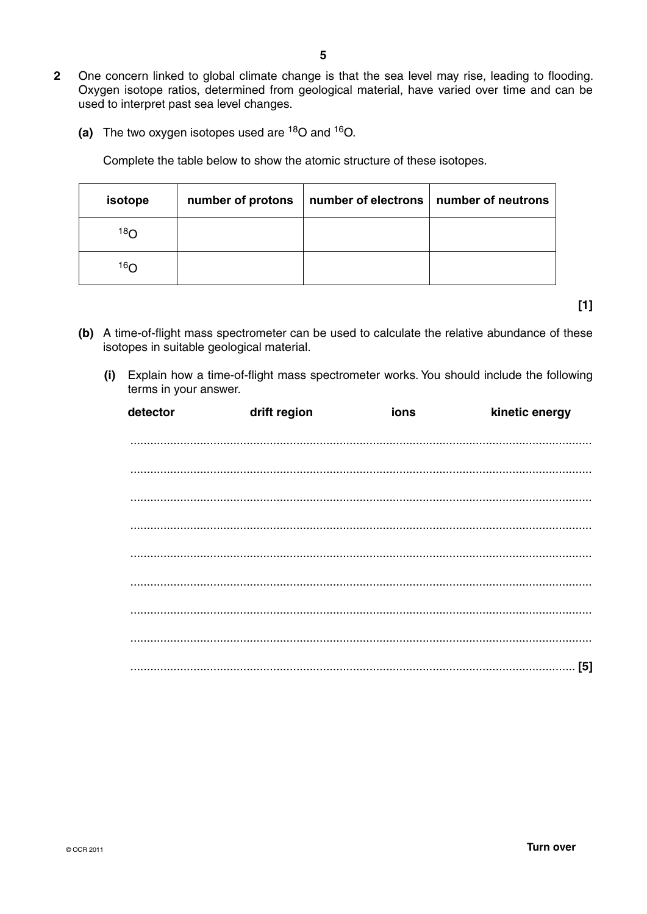**2** One concern linked to global climate change is that the sea level may rise, leading to flooding. Oxygen isotope ratios, determined from geological material, have varied over time and can be used to interpret past sea level changes.

**(a)** The two oxygen isotopes used are $^{18}O$ and $^{16}O$.

Complete the table below to show the atomic structure of these isotopes.

| isotope | number of protons | number of electrons | number of neutrons |
|---|---|---|---|
| $^{18}O$ | | | |
| $^{16}O$ | | | |

**[1]**

**(b)** A time-of-flight mass spectrometer can be used to calculate the relative abundance of these isotopes in suitable geological material.

**(i)** Explain how a time-of-flight mass spectrometer works. You should include the following terms in your answer.

**detector** **drift region** **ions** **kinetic energy**

..........................................................................................................................................

..........................................................................................................................................

..........................................................................................................................................

..........................................................................................................................................

..........................................................................................................................................

..........................................................................................................................................

..........................................................................................................................................

..........................................................................................................................................

.................................................................................................................................... **[5]**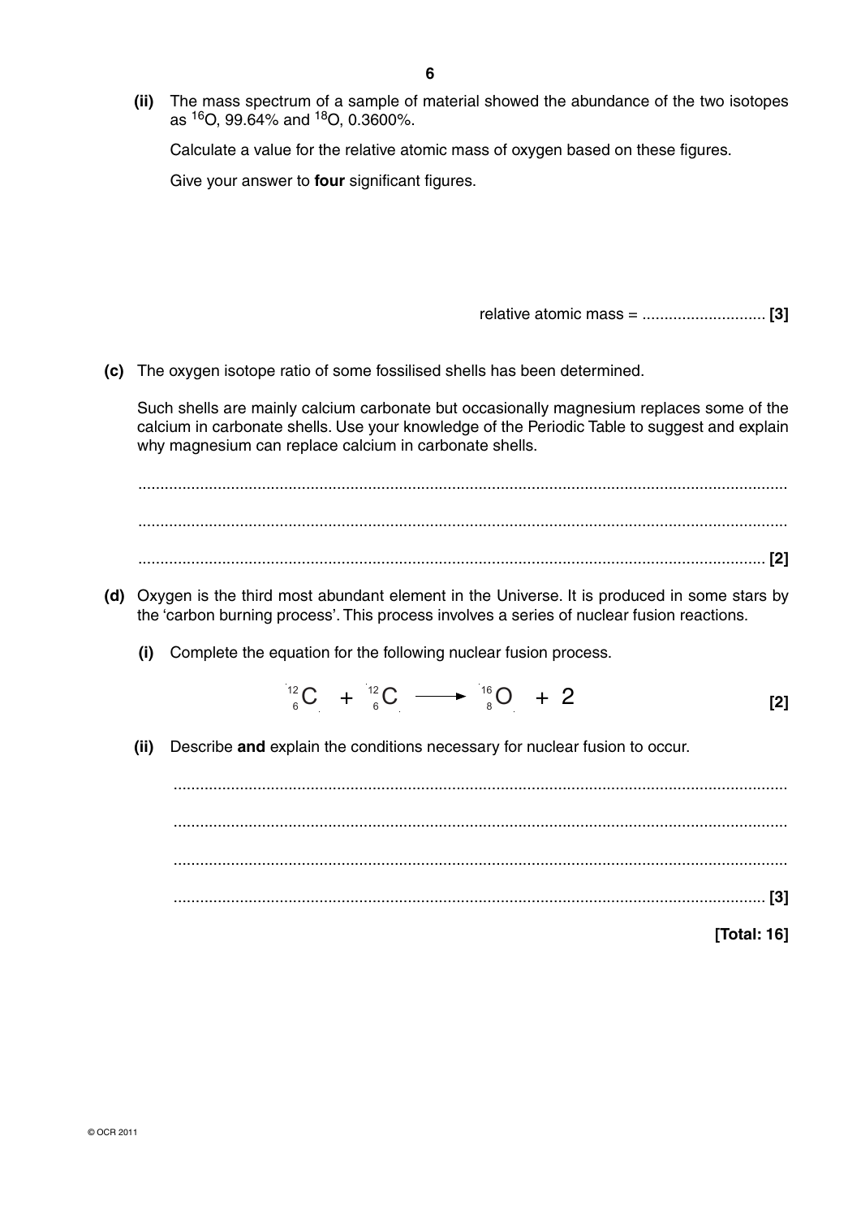(ii) The mass spectrum of a sample of material showed the abundance of the two isotopes as $^{16}O$, 99.64% and $^{18}O$, 0.3600%.

Calculate a value for the relative atomic mass of oxygen based on these figures.

Give your answer to **four** significant figures.

relative atomic mass = ............................ **[3]**

**(c)** The oxygen isotope ratio of some fossilised shells has been determined.

Such shells are mainly calcium carbonate but occasionally magnesium replaces some of the calcium in carbonate shells. Use your knowledge of the Periodic Table to suggest and explain why magnesium can replace calcium in carbonate shells.

..................................................................................................................................................

..................................................................................................................................................

.......................................................................................................................................... **[2]**

**(d)** Oxygen is the third most abundant element in the Universe. It is produced in some stars by the 'carbon burning process'. This process involves a series of nuclear fusion reactions.

(i) Complete the equation for the following nuclear fusion process.

$$^{12}_{6}C \; + \; ^{12}_{6}C \longrightarrow \; ^{16}_{8}O \; + \; 2$$

**[2]**

(ii) Describe **and** explain the conditions necessary for nuclear fusion to occur.

..........................................................................................................................................

..........................................................................................................................................

..........................................................................................................................................

...................................................................................................................................... **[3]**

**[Total: 16]**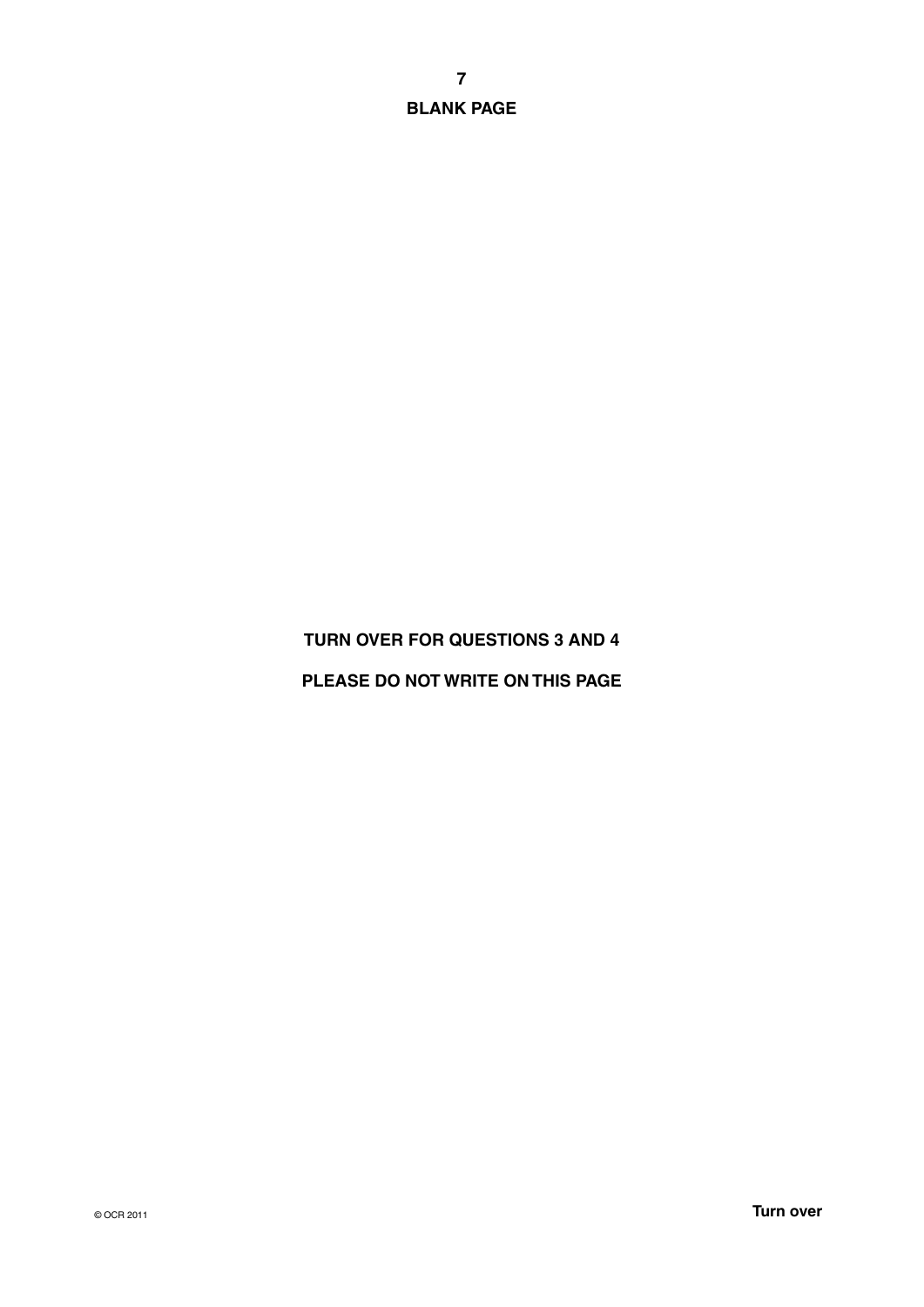**BLANK PAGE**

**TURN OVER FOR QUESTIONS 3 AND 4**

**PLEASE DO NOT WRITE ON THIS PAGE**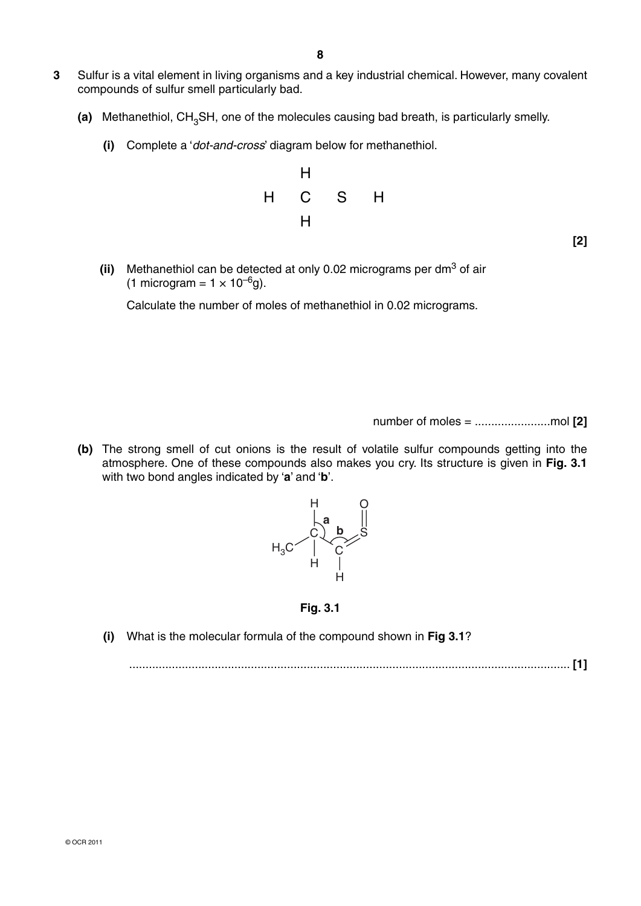**3** Sulfur is a vital element in living organisms and a key industrial chemical. However, many covalent compounds of sulfur smell particularly bad.

**(a)** Methanethiol, $CH_3SH$, one of the molecules causing bad breath, is particularly smelly.

**(i)** Complete a '*dot-and-cross*' diagram below for methanethiol.

```
        H
    H   C   S   H
        H
```

**[2]**

**(ii)** Methanethiol can be detected at only 0.02 micrograms per $dm^3$ of air (1 microgram = $1 \times 10^{-6}$g).

Calculate the number of moles of methanethiol in 0.02 micrograms.

number of moles = .......................mol **[2]**

**(b)** The strong smell of cut onions is the result of volatile sulfur compounds getting into the atmosphere. One of these compounds also makes you cry. Its structure is given in **Fig. 3.1** with two bond angles indicated by '**a**' and '**b**'.

```
          H        O
          |  a     ||
          C  )  b  S
        /   \    //
     H3C     |  C
             H  |
                H
```

**Fig. 3.1**

**(i)** What is the molecular formula of the compound shown in **Fig 3.1**?

........................................................................................................................ **[1]**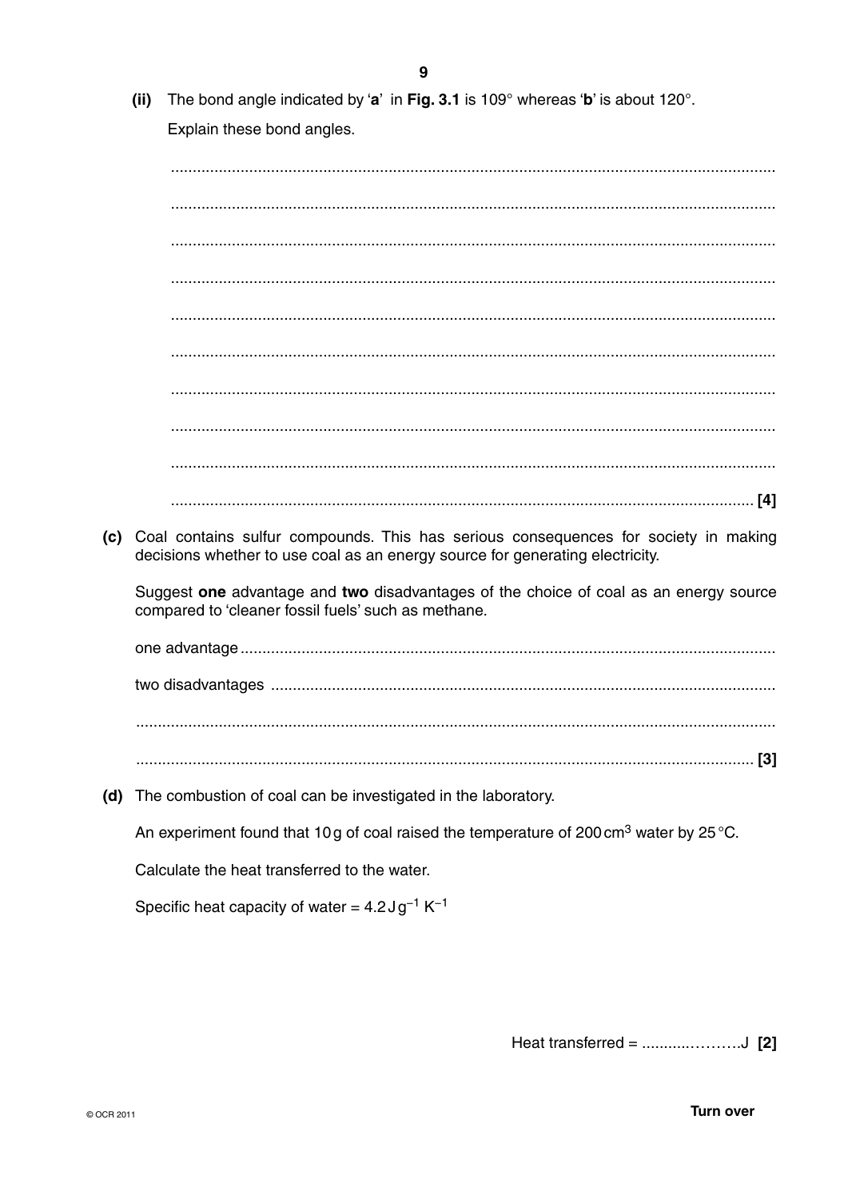**(ii)** The bond angle indicated by '**a**' in **Fig. 3.1** is 109° whereas '**b**' is about 120°.

Explain these bond angles.

..........................................................................................................................................

..........................................................................................................................................

..........................................................................................................................................

..........................................................................................................................................

..........................................................................................................................................

..........................................................................................................................................

..........................................................................................................................................

..........................................................................................................................................

..........................................................................................................................................

.................................................................................................................................... **[4]**

**(c)** Coal contains sulfur compounds. This has serious consequences for society in making decisions whether to use coal as an energy source for generating electricity.

Suggest **one** advantage and **two** disadvantages of the choice of coal as an energy source compared to 'cleaner fossil fuels' such as methane.

one advantage ..........................................................................................................................

two disadvantages ....................................................................................................................

..........................................................................................................................................

.................................................................................................................................... **[3]**

**(d)** The combustion of coal can be investigated in the laboratory.

An experiment found that 10 g of coal raised the temperature of 200 $cm^3$ water by 25 °C.

Calculate the heat transferred to the water.

Specific heat capacity of water = 4.2 $J\,g^{-1}\,K^{-1}$

Heat transferred = ..........................J **[2]**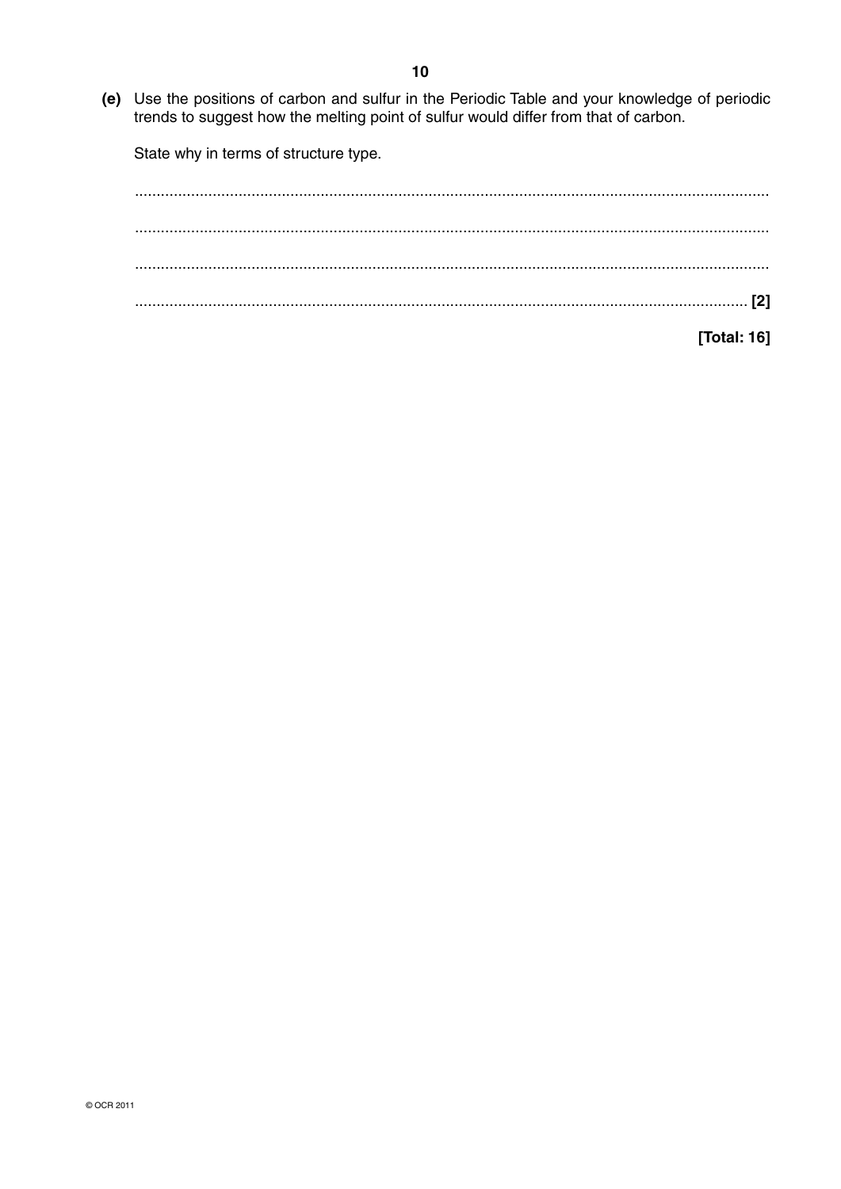**(e)** Use the positions of carbon and sulfur in the Periodic Table and your knowledge of periodic trends to suggest how the melting point of sulfur would differ from that of carbon.

State why in terms of structure type.

..................................................................................................................................................

..................................................................................................................................................

..................................................................................................................................................

.............................................................................................................................................. [2]

**[Total: 16]**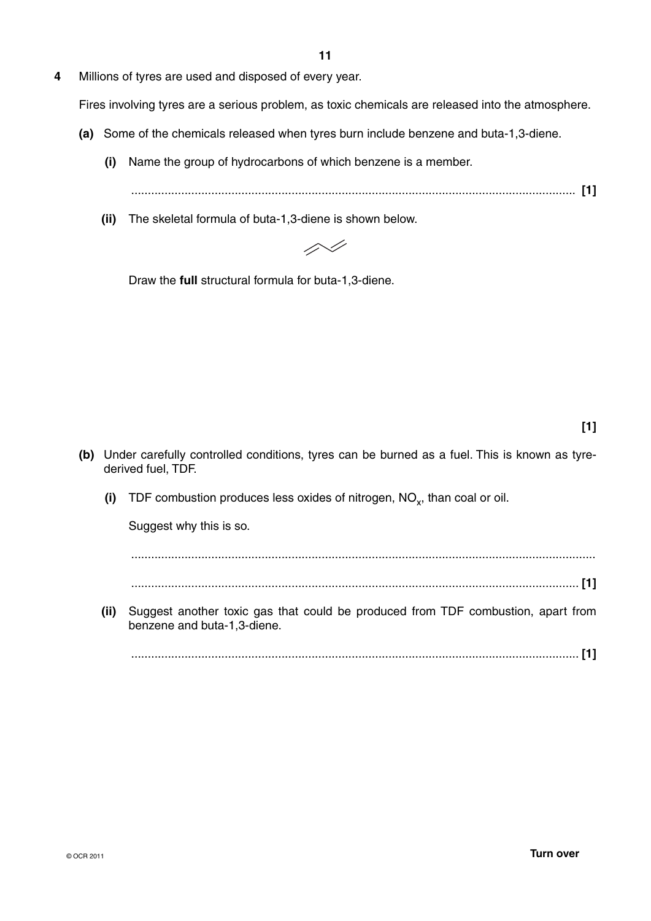**4** Millions of tyres are used and disposed of every year.

Fires involving tyres are a serious problem, as toxic chemicals are released into the atmosphere.

**(a)** Some of the chemicals released when tyres burn include benzene and buta-1,3-diene.

**(i)** Name the group of hydrocarbons of which benzene is a member.

.................................................................................................................................... **[1]**

**(ii)** The skeletal formula of buta-1,3-diene is shown below.

Draw the **full** structural formula for buta-1,3-diene.

**[1]**

**(b)** Under carefully controlled conditions, tyres can be burned as a fuel. This is known as tyre-derived fuel, TDF.

**(i)** TDF combustion produces less oxides of nitrogen, $NO_x$, than coal or oil.

Suggest why this is so.

....................................................................................................................................

.................................................................................................................................... **[1]**

**(ii)** Suggest another toxic gas that could be produced from TDF combustion, apart from benzene and buta-1,3-diene.

.................................................................................................................................... **[1]**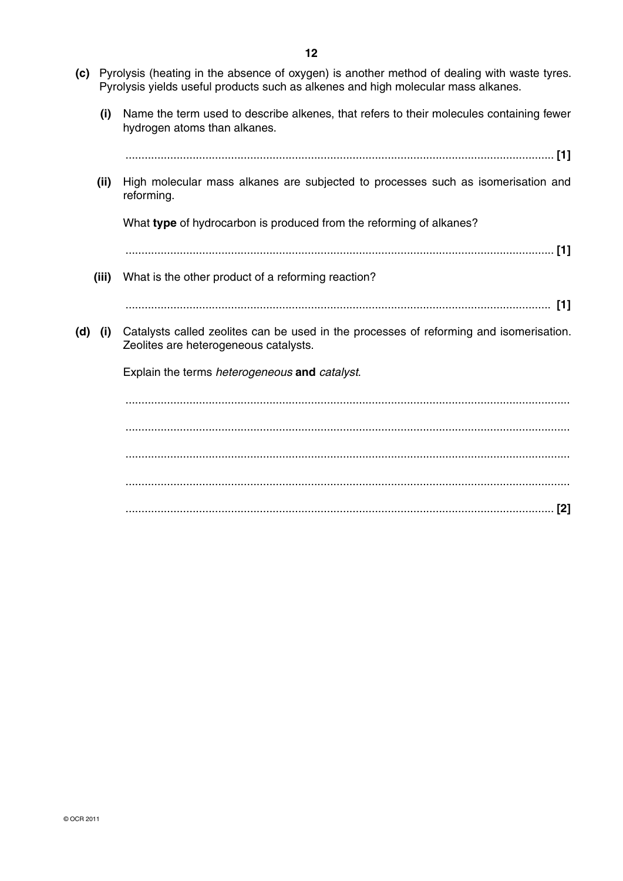**(c)** Pyrolysis (heating in the absence of oxygen) is another method of dealing with waste tyres. Pyrolysis yields useful products such as alkenes and high molecular mass alkanes.

**(i)** Name the term used to describe alkenes, that refers to their molecules containing fewer hydrogen atoms than alkanes.

.................................................................................................................................... **[1]**

**(ii)** High molecular mass alkanes are subjected to processes such as isomerisation and reforming.

What **type** of hydrocarbon is produced from the reforming of alkanes?

.................................................................................................................................... **[1]**

**(iii)** What is the other product of a reforming reaction?

.................................................................................................................................... **[1]**

**(d) (i)** Catalysts called zeolites can be used in the processes of reforming and isomerisation. Zeolites are heterogeneous catalysts.

Explain the terms *heterogeneous* **and** *catalyst*.

...........................................................................................................................................

...........................................................................................................................................

...........................................................................................................................................

...........................................................................................................................................

.................................................................................................................................... **[2]**

© OCR 2011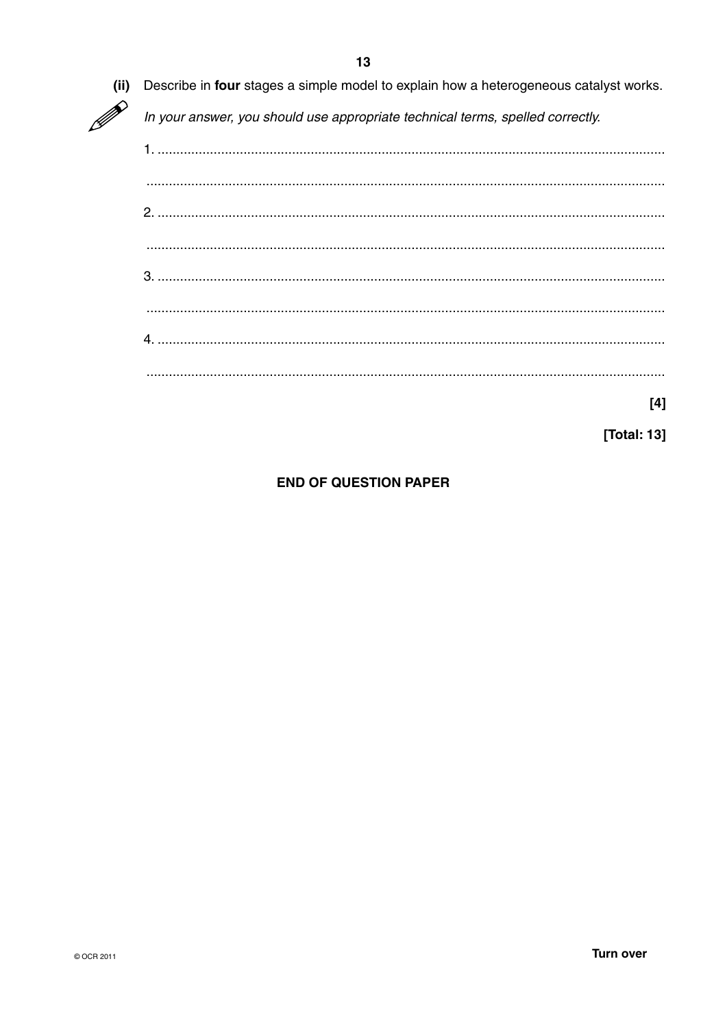(ii) Describe in **four** stages a simple model to explain how a heterogeneous catalyst works.

*In your answer, you should use appropriate technical terms, spelled correctly.*

1. ...........................................................................................................................

...........................................................................................................................

2. ...........................................................................................................................

...........................................................................................................................

3. ...........................................................................................................................

...........................................................................................................................

4. ...........................................................................................................................

...........................................................................................................................

**[4]**

**[Total: 13]**

**END OF QUESTION PAPER**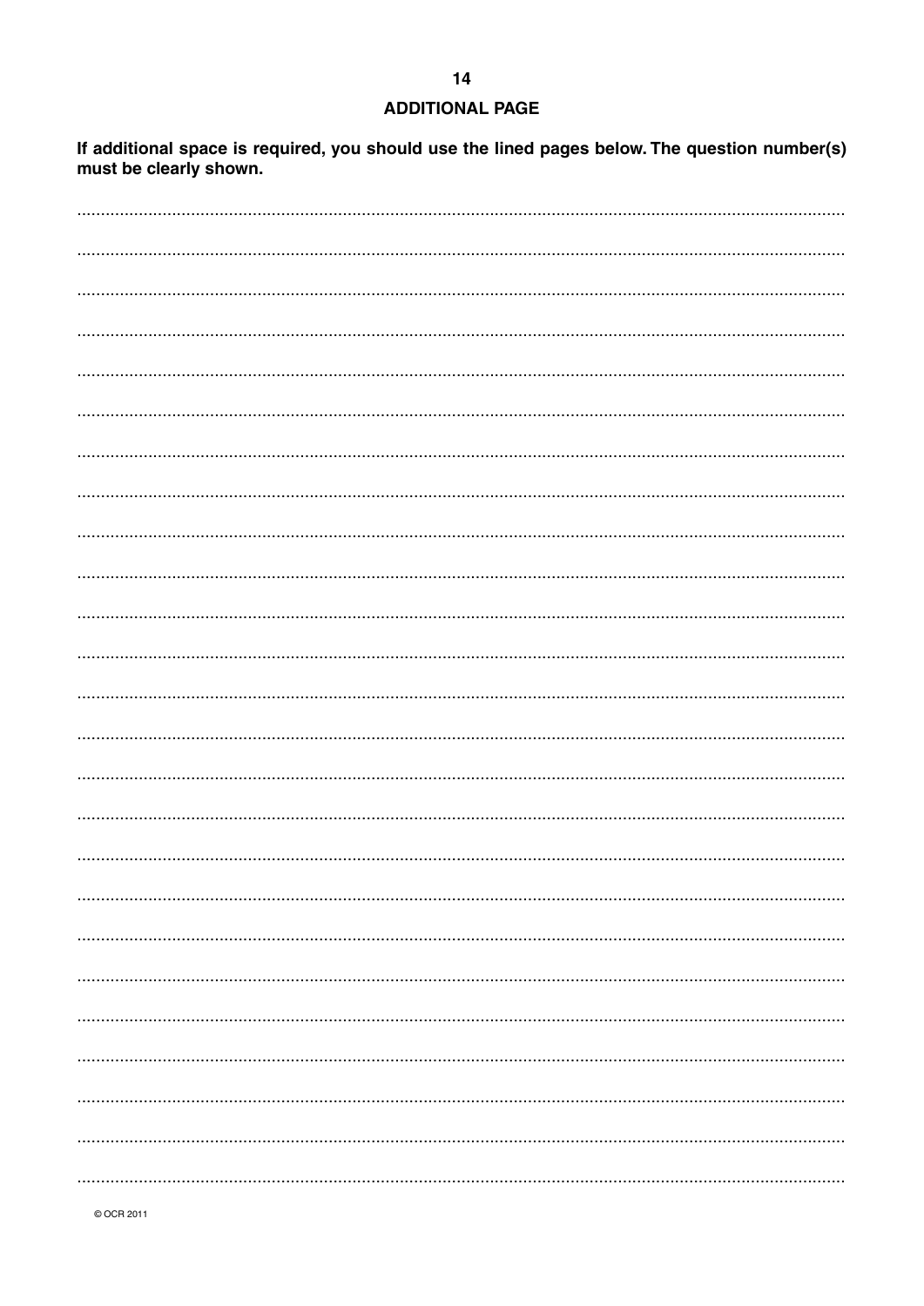## ADDITIONAL PAGE

**If additional space is required, you should use the lined pages below. The question number(s) must be clearly shown.**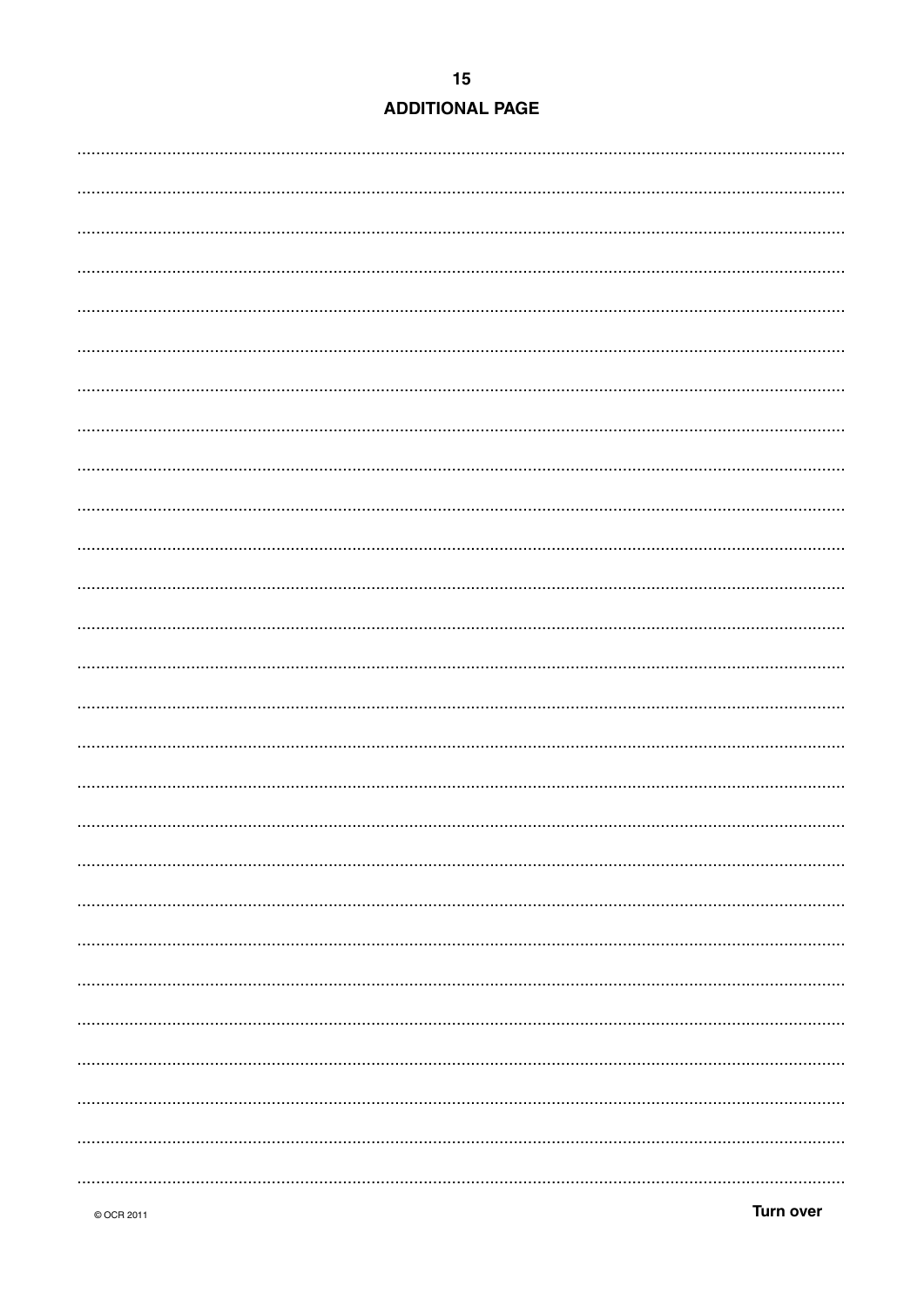## ADDITIONAL PAGE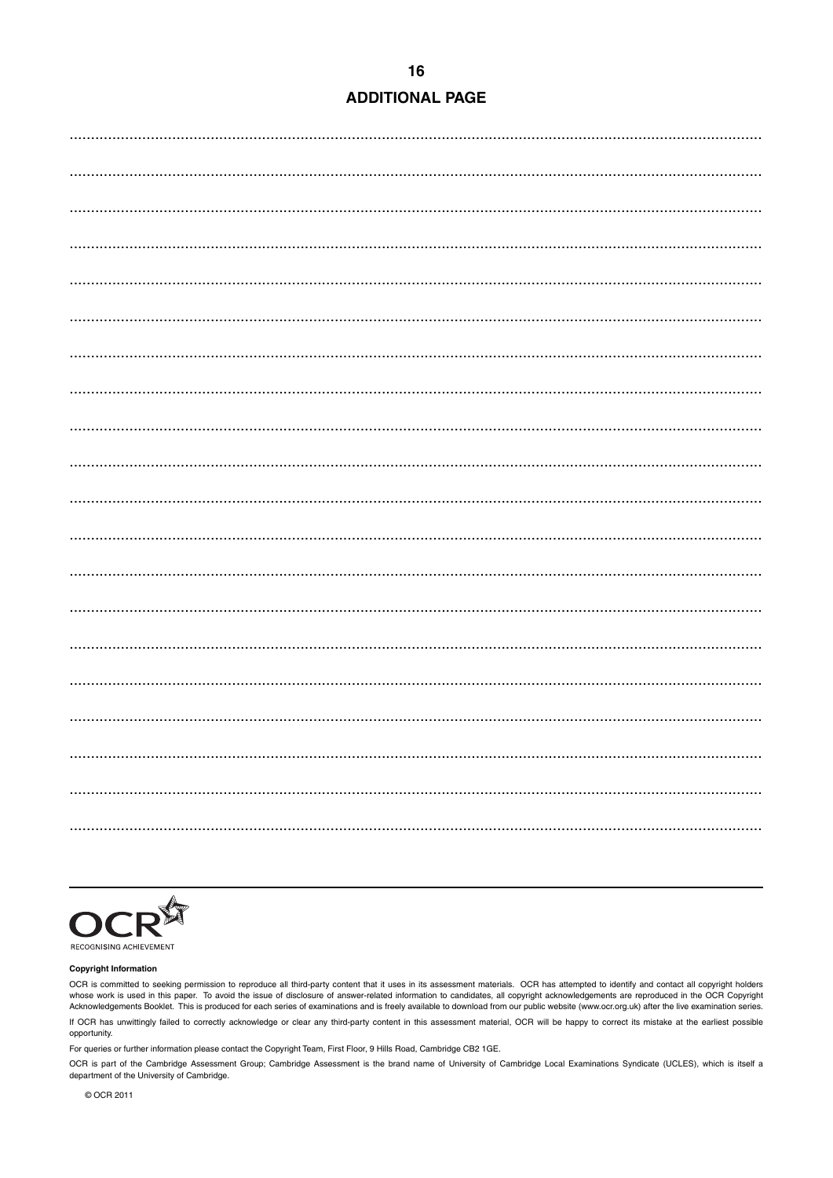## ADDITIONAL PAGE

OCR
RECOGNISING ACHIEVEMENT

**Copyright Information**

OCR is committed to seeking permission to reproduce all third-party content that it uses in its assessment materials. OCR has attempted to identify and contact all copyright holders whose work is used in this paper. To avoid the issue of disclosure of answer-related information to candidates, all copyright acknowledgements are reproduced in the OCR Copyright Acknowledgements Booklet. This is produced for each series of examinations and is freely available to download from our public website (www.ocr.org.uk) after the live examination series.

If OCR has unwittingly failed to correctly acknowledge or clear any third-party content in this assessment material, OCR will be happy to correct its mistake at the earliest possible opportunity.

For queries or further information please contact the Copyright Team, First Floor, 9 Hills Road, Cambridge CB2 1GE.

OCR is part of the Cambridge Assessment Group; Cambridge Assessment is the brand name of University of Cambridge Local Examinations Syndicate (UCLES), which is itself a department of the University of Cambridge.

© OCR 2011